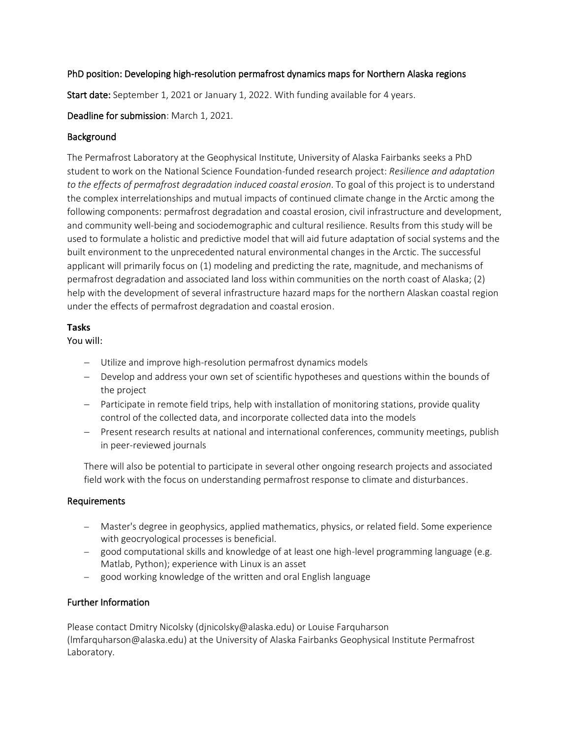# PhD position: Developing high-resolution permafrost dynamics maps for Northern Alaska regions

**Start date:** September 1, 2021 or January 1, 2022. With funding available for 4 years.

**Deadline for submission**: March 1, 2021.

## Background

The Permafrost Laboratory at the Geophysical Institute, University of Alaska Fairbanks seeks a PhD student to work on the National Science Foundation-funded research project: *Resilience and adaptation to the effects of permafrost degradation induced coastal erosion*. To goal of this project is to understand the complex interrelationships and mutual impacts of continued climate change in the Arctic among the following components: permafrost degradation and coastal erosion, civil infrastructure and development, and community well-being and sociodemographic and cultural resilience. Results from this study will be used to formulate a holistic and predictive model that will aid future adaptation of social systems and the built environment to the unprecedented natural environmental changes in the Arctic. The successful applicant will primarily focus on (1) modeling and predicting the rate, magnitude, and mechanisms of permafrost degradation and associated land loss within communities on the north coast of Alaska; (2) help with the development of several infrastructure hazard maps for the northern Alaskan coastal region under the effects of permafrost degradation and coastal erosion.

## Tasks

You will:

- Utilize and improve high-resolution permafrost dynamics models
- Develop and address your own set of scientific hypotheses and questions within the bounds of the project
- Participate in remote field trips, help with installation of monitoring stations, provide quality control of the collected data, and incorporate collected data into the models
- Present research results at national and international conferences, community meetings, publish in peer-reviewed journals

There will also be potential to participate in several other ongoing research projects and associated field work with the focus on understanding permafrost response to climate and disturbances.

## Requirements

- Master's degree in geophysics, applied mathematics, physics, or related field. Some experience with geocryological processes is beneficial.
- good computational skills and knowledge of at least one high-level programming language (e.g. Matlab, Python); experience with Linux is an asset
- good working knowledge of the written and oral English language

## Further Information

Please contact Dmitry Nicolsky (djnicolsky@alaska.edu) or Louise Farquharson (lmfarquharson@alaska.edu) at the University of Alaska Fairbanks Geophysical Institute Permafrost Laboratory.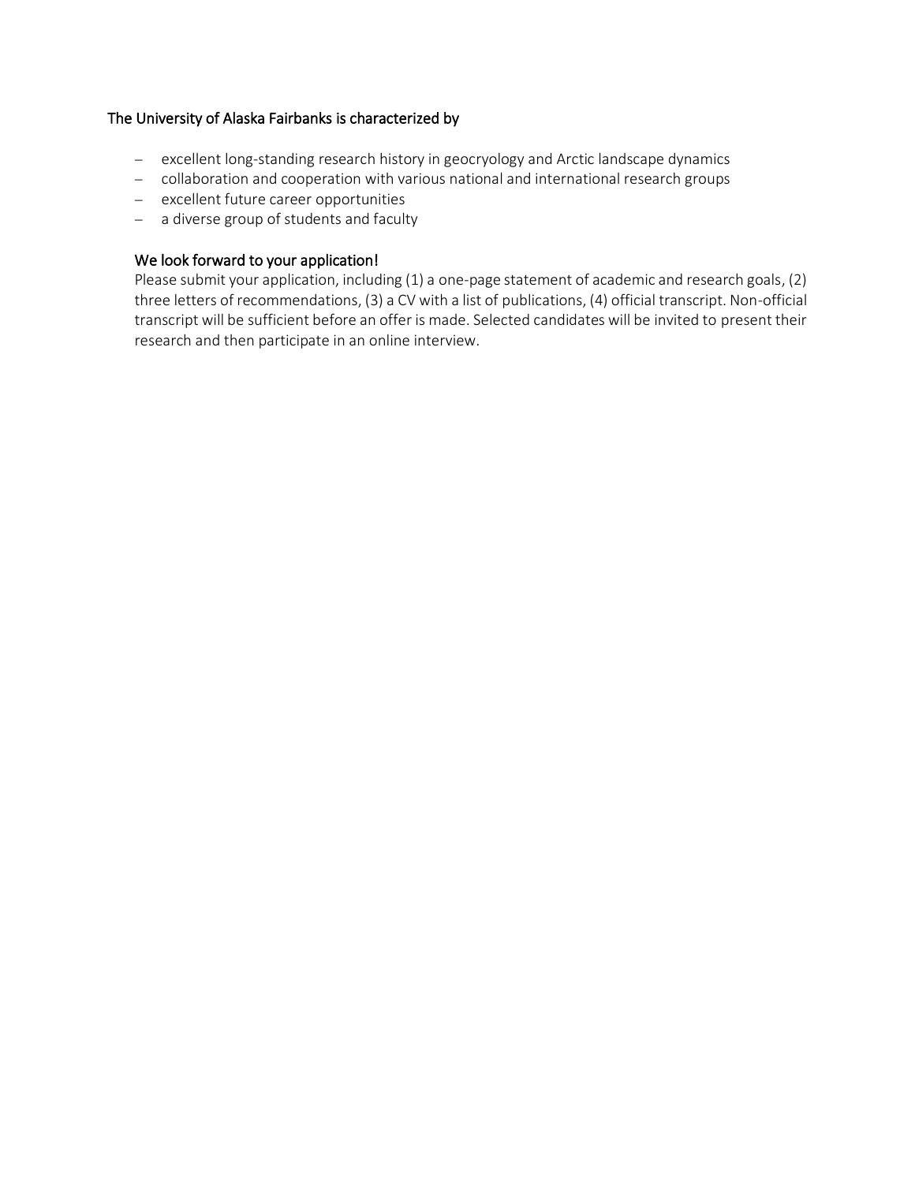### The University of Alaska Fairbanks is characterized by

- excellent long-standing research history in geocryology and Arctic landscape dynamics
- collaboration and cooperation with various national and international research groups
- excellent future career opportunities
- a diverse group of students and faculty

### We look forward to your application!

Please submit your application, including (1) a one-page statement of academic and research goals, (2) three letters of recommendations, (3) a CV with a list of publications, (4) official transcript. Non-official transcript will be sufficient before an offer is made. Selected candidates will be invited to present their research and then participate in an online interview.